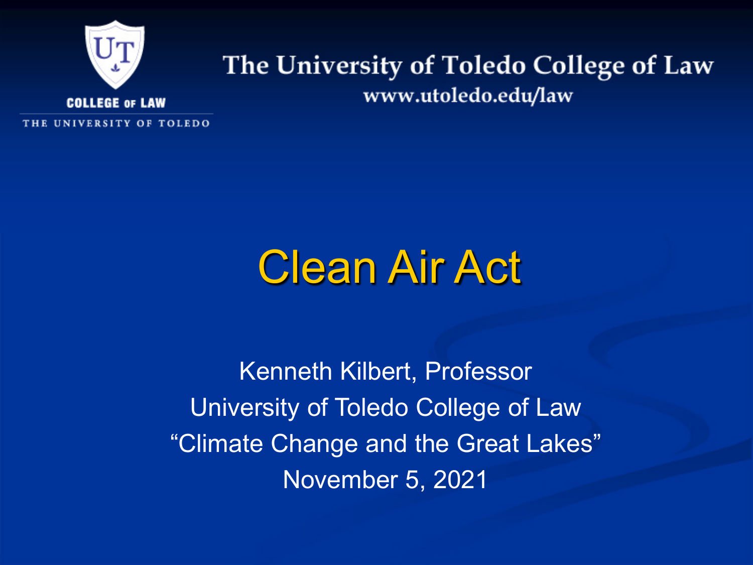COLLEGE OF LAW

THE UNIVERSITY OF TOLEDO

The University of Toledo College of Law

www.utoledo.edu/law

# Clean Air Act

Kenneth Kilbert, Professor

University of Toledo College of Law

“Climate Change and the Great Lakes”

November 5, 2021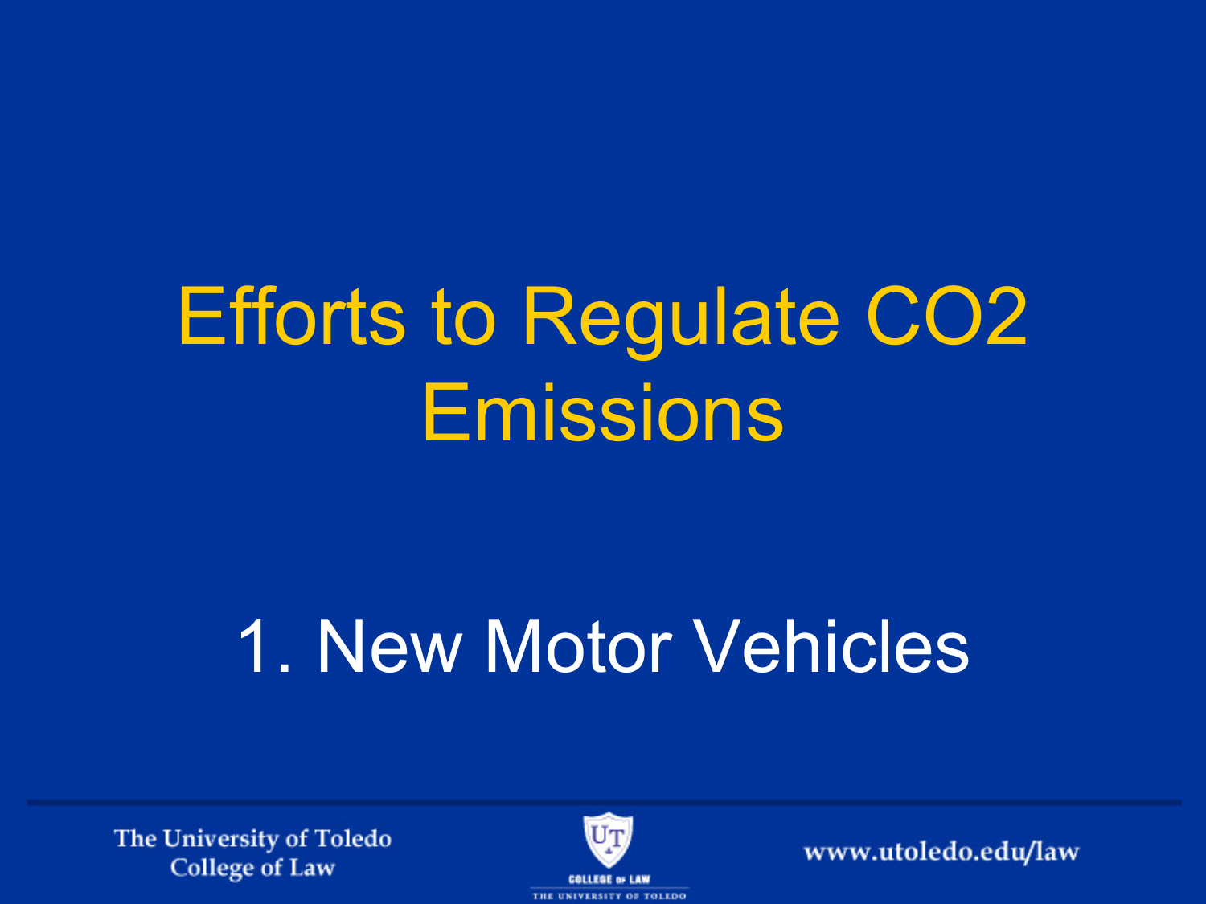# Efforts to Regulate $CO_2$ Emissions

## 1. New Motor Vehicles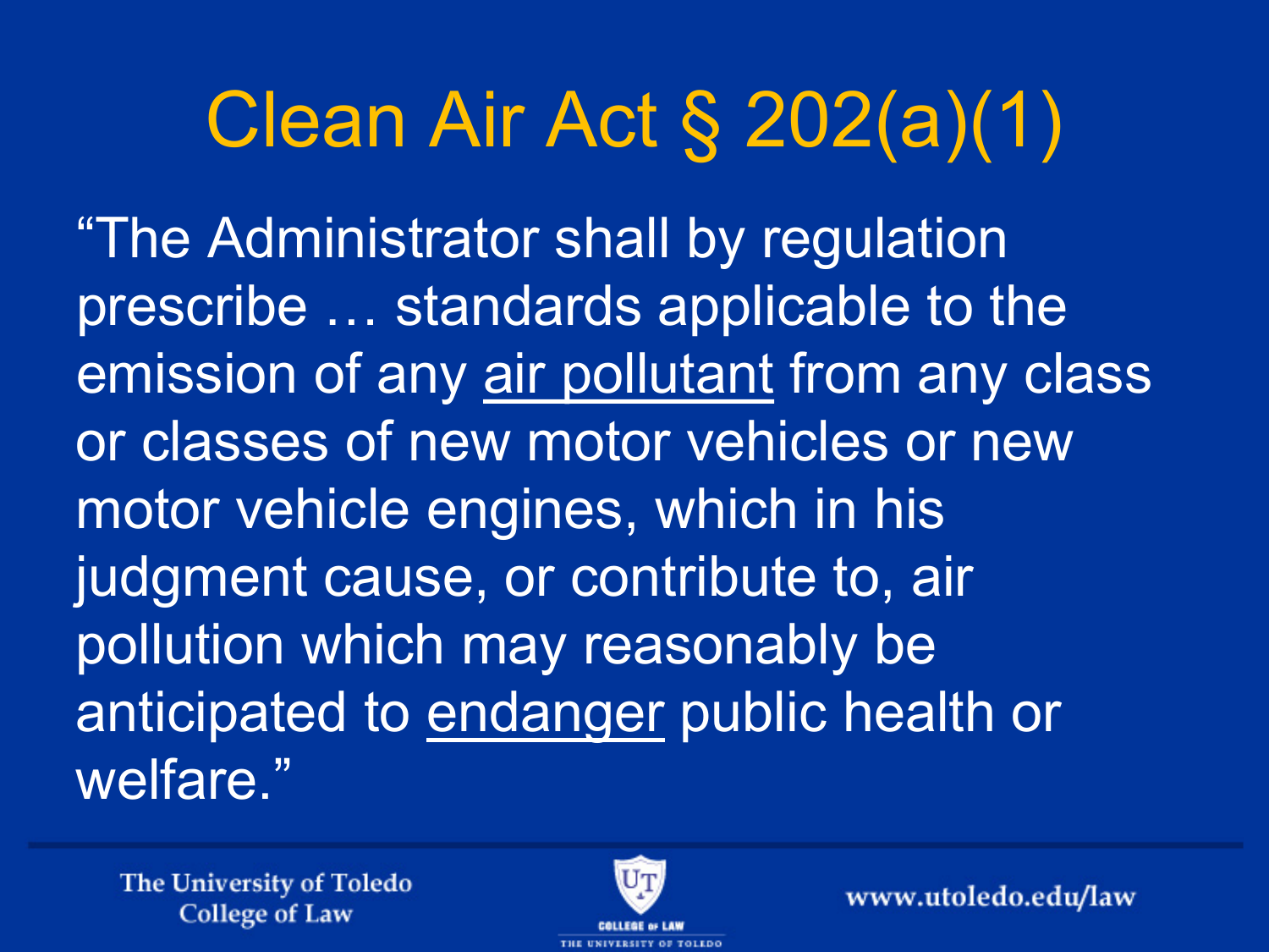# Clean Air Act § 202(a)(1)

"The Administrator shall by regulation prescribe … standards applicable to the emission of any <u>air pollutant</u> from any class or classes of new motor vehicles or new motor vehicle engines, which in his judgment cause, or contribute to, air pollution which may reasonably be anticipated to <u>endanger</u> public health or welfare."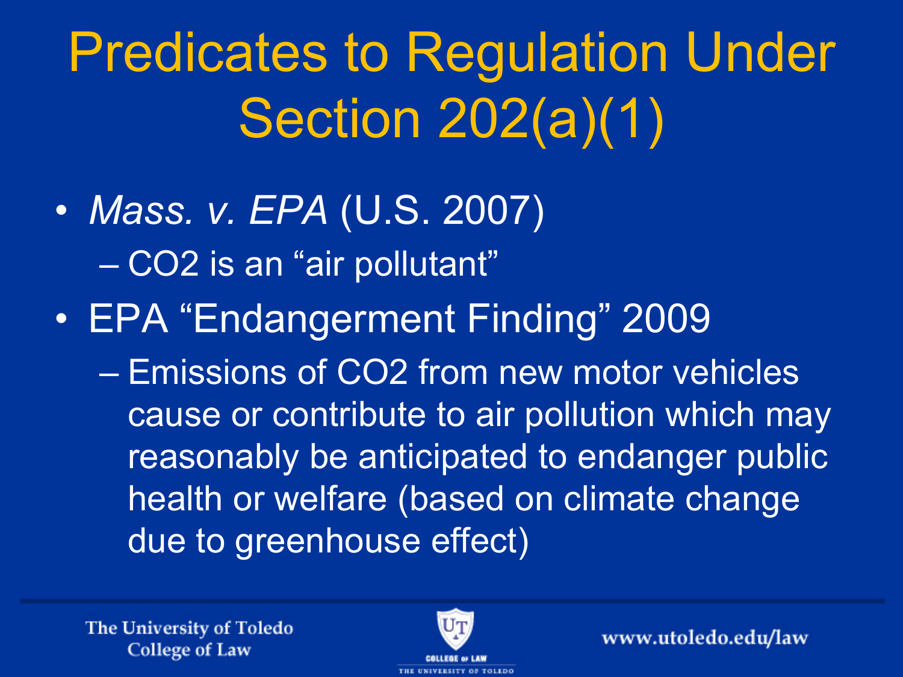# Predicates to Regulation Under Section 202(a)(1)

- *Mass. v. EPA* (U.S. 2007)
  - $CO_2$ is an "air pollutant"
- EPA "Endangerment Finding" 2009
  - Emissions of $CO_2$ from new motor vehicles cause or contribute to air pollution which may reasonably be anticipated to endanger public health or welfare (based on climate change due to greenhouse effect)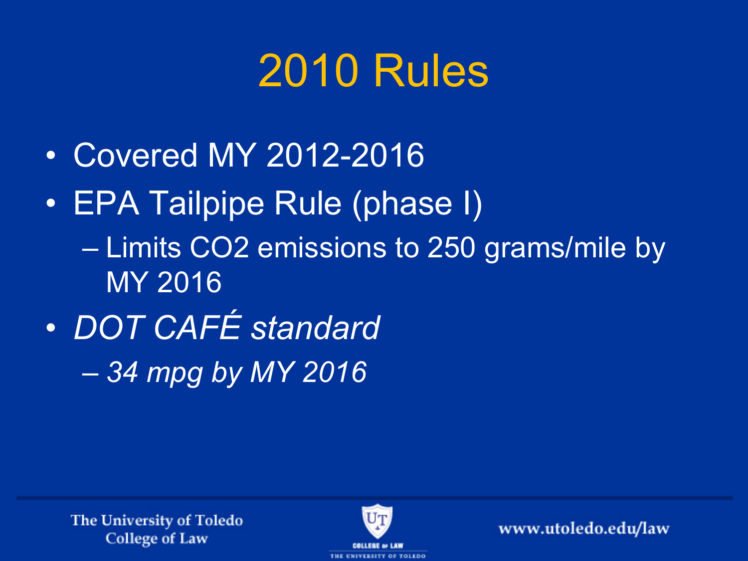# 2010 Rules

- Covered MY 2012-2016
- EPA Tailpipe Rule (phase I)
  - Limits $CO_2$ emissions to 250 grams/mile by MY 2016
- *DOT CAFÉ standard*
  - *34 mpg by MY 2016*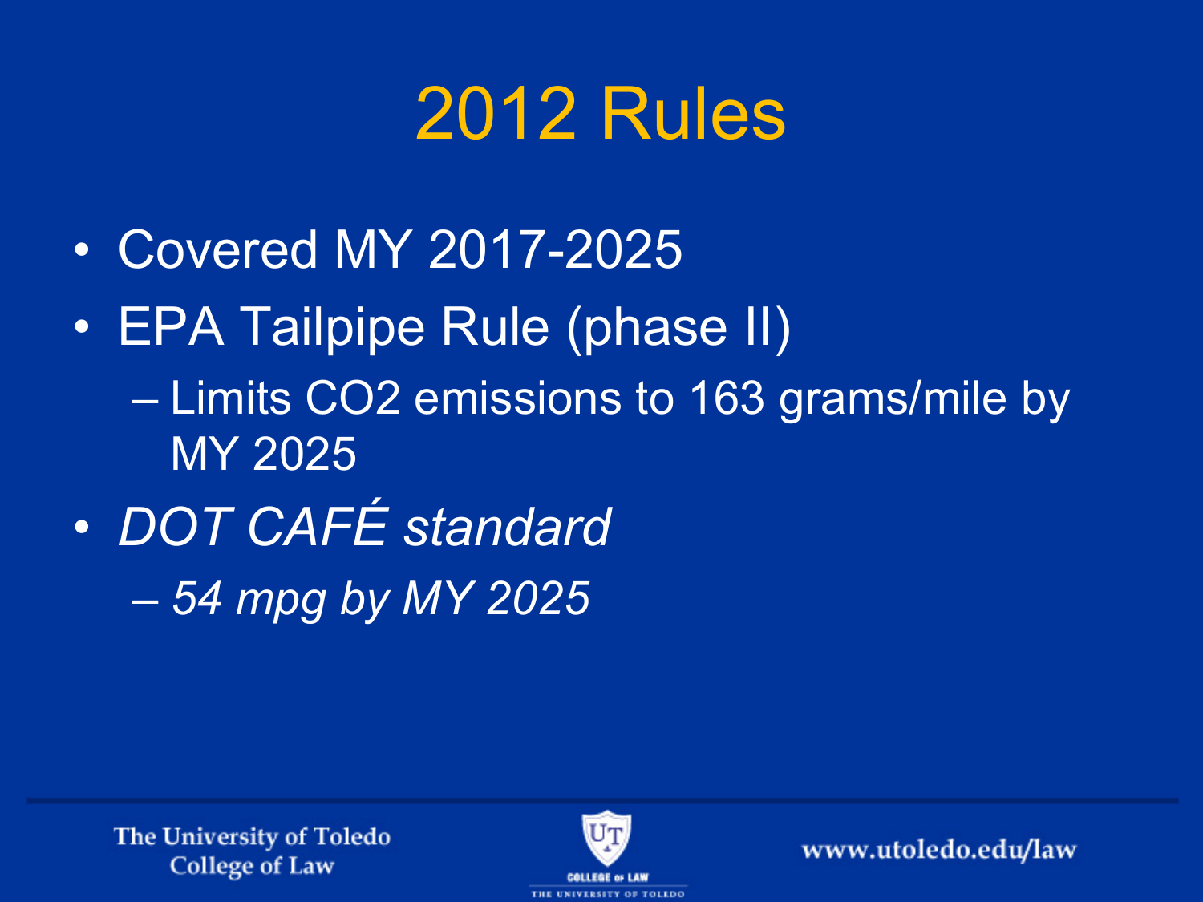# 2012 Rules

- Covered MY 2017-2025
- EPA Tailpipe Rule (phase II)
  - Limits $CO_2$ emissions to 163 grams/mile by MY 2025
- *DOT CAFÉ standard*
  - *54 mpg by MY 2025*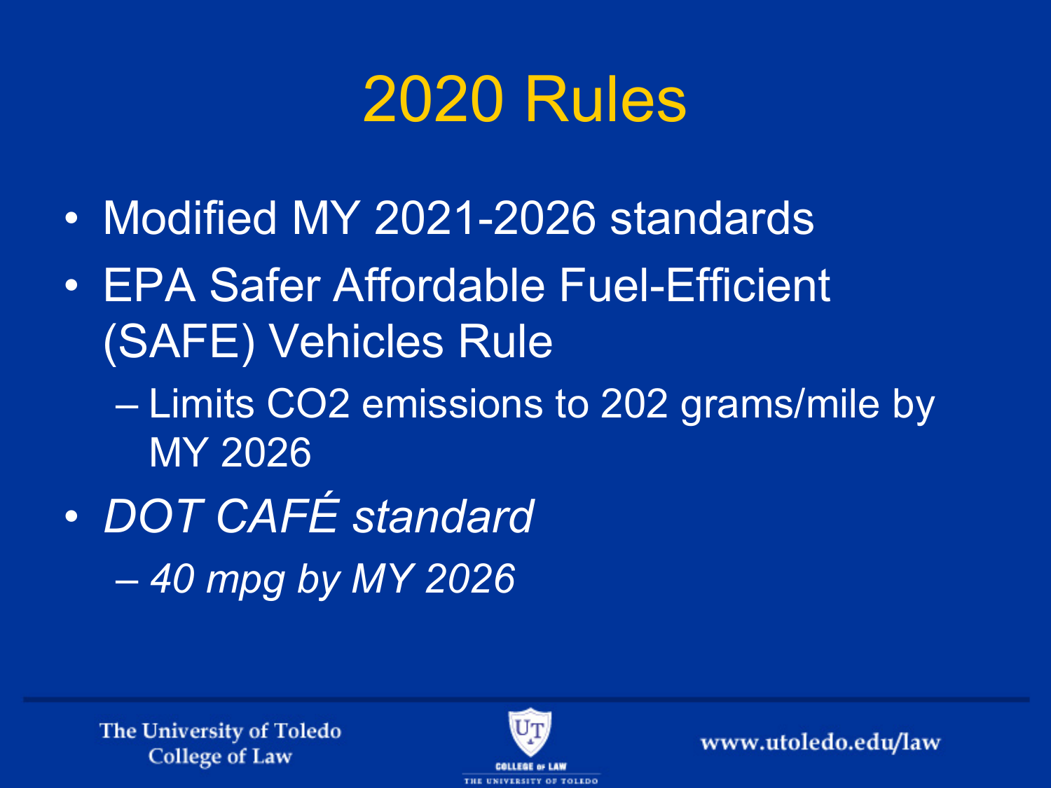# 2020 Rules

- Modified MY 2021-2026 standards
- EPA Safer Affordable Fuel-Efficient (SAFE) Vehicles Rule
  - Limits CO2 emissions to 202 grams/mile by MY 2026
- *DOT CAFÉ standard*
  - *40 mpg by MY 2026*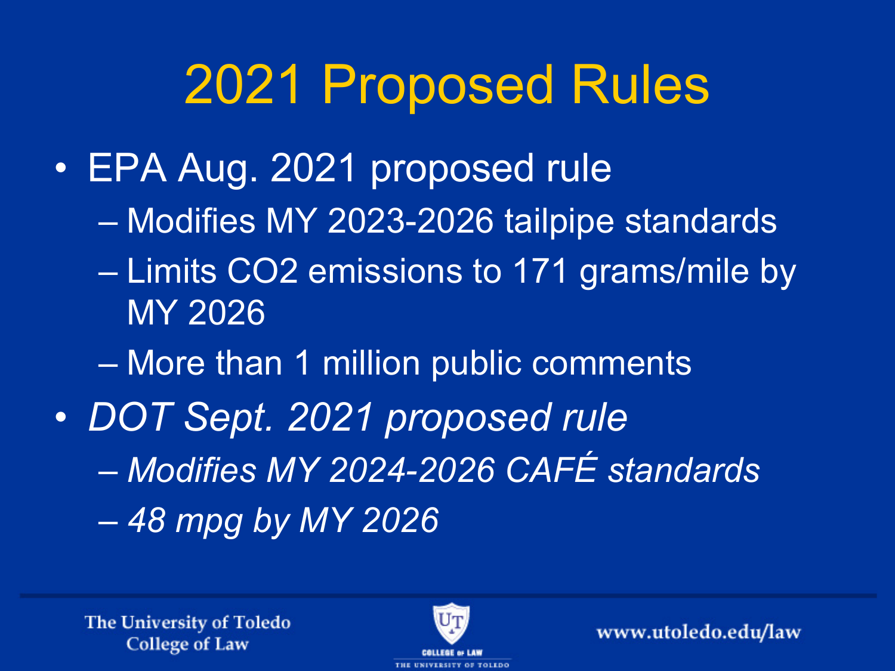# 2021 Proposed Rules

- EPA Aug. 2021 proposed rule
  - Modifies MY 2023-2026 tailpipe standards
  - Limits $CO_2$ emissions to 171 grams/mile by MY 2026
  - More than 1 million public comments
- *DOT Sept. 2021 proposed rule*
  - *Modifies MY 2024-2026 CAFÉ standards*
  - *48 mpg by MY 2026*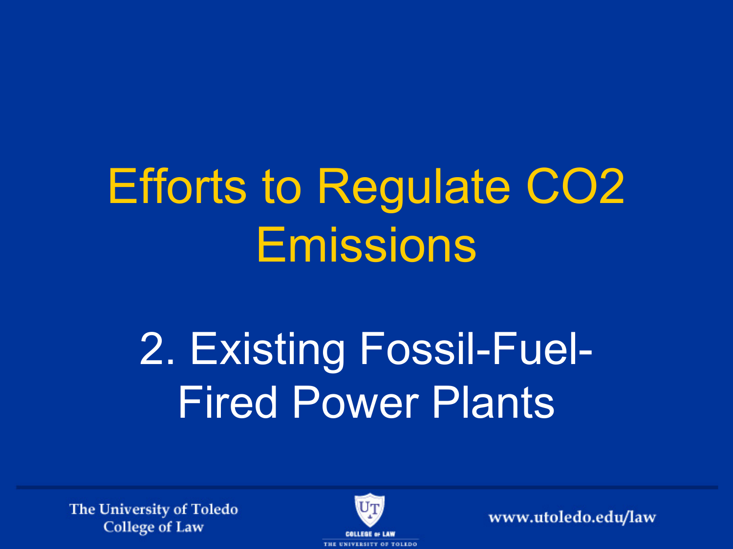# Efforts to Regulate $CO_2$ Emissions

## 2. Existing Fossil-Fuel-Fired Power Plants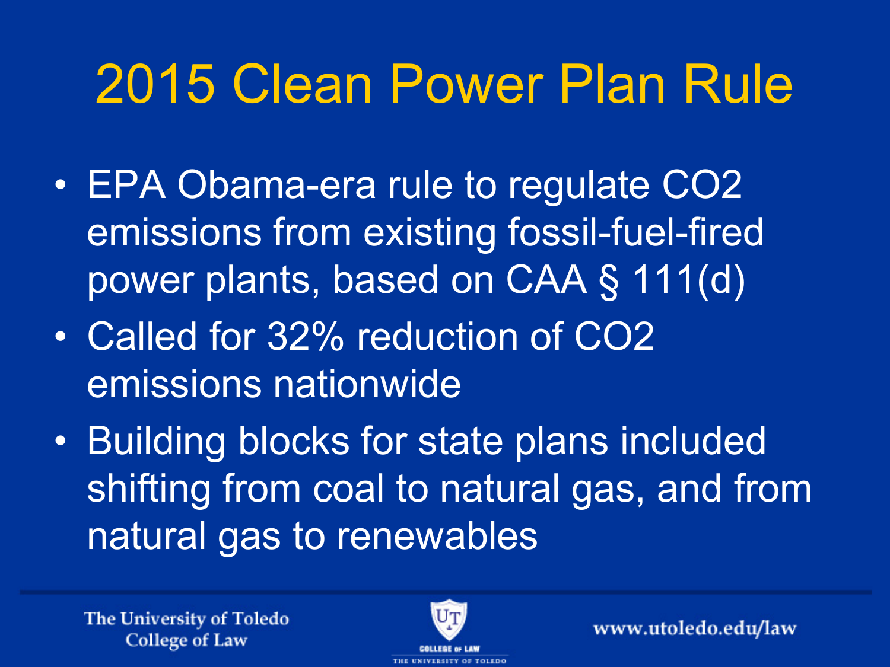# 2015 Clean Power Plan Rule

- EPA Obama-era rule to regulate $CO_2$ emissions from existing fossil-fuel-fired power plants, based on CAA § 111(d)
- Called for 32% reduction of $CO_2$ emissions nationwide
- Building blocks for state plans included shifting from coal to natural gas, and from natural gas to renewables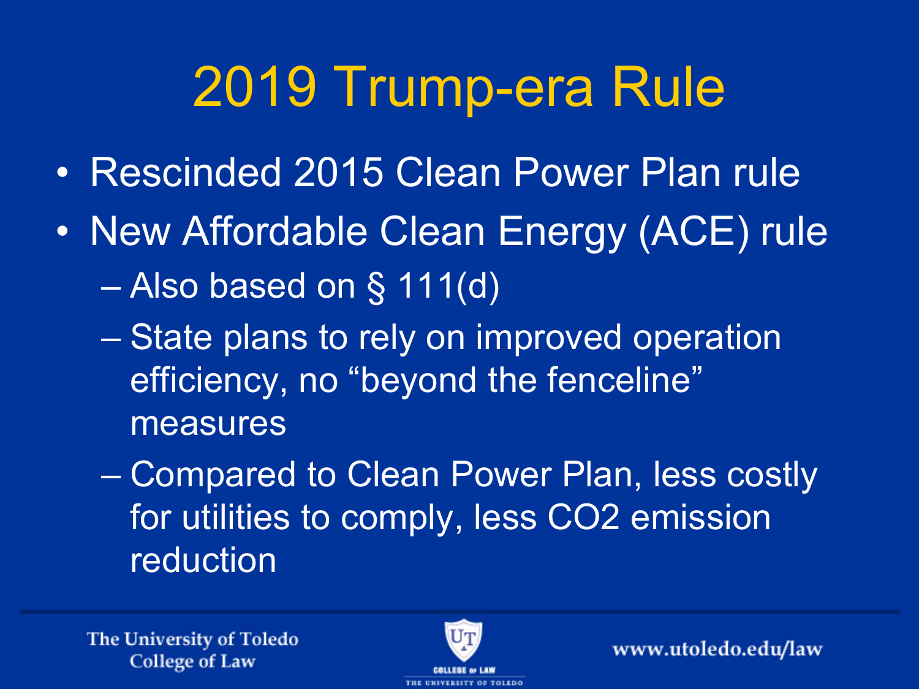# 2019 Trump-era Rule

- Rescinded 2015 Clean Power Plan rule
- New Affordable Clean Energy (ACE) rule
  - Also based on § 111(d)
  - State plans to rely on improved operation efficiency, no "beyond the fenceline" measures
  - Compared to Clean Power Plan, less costly for utilities to comply, less $CO_2$ emission reduction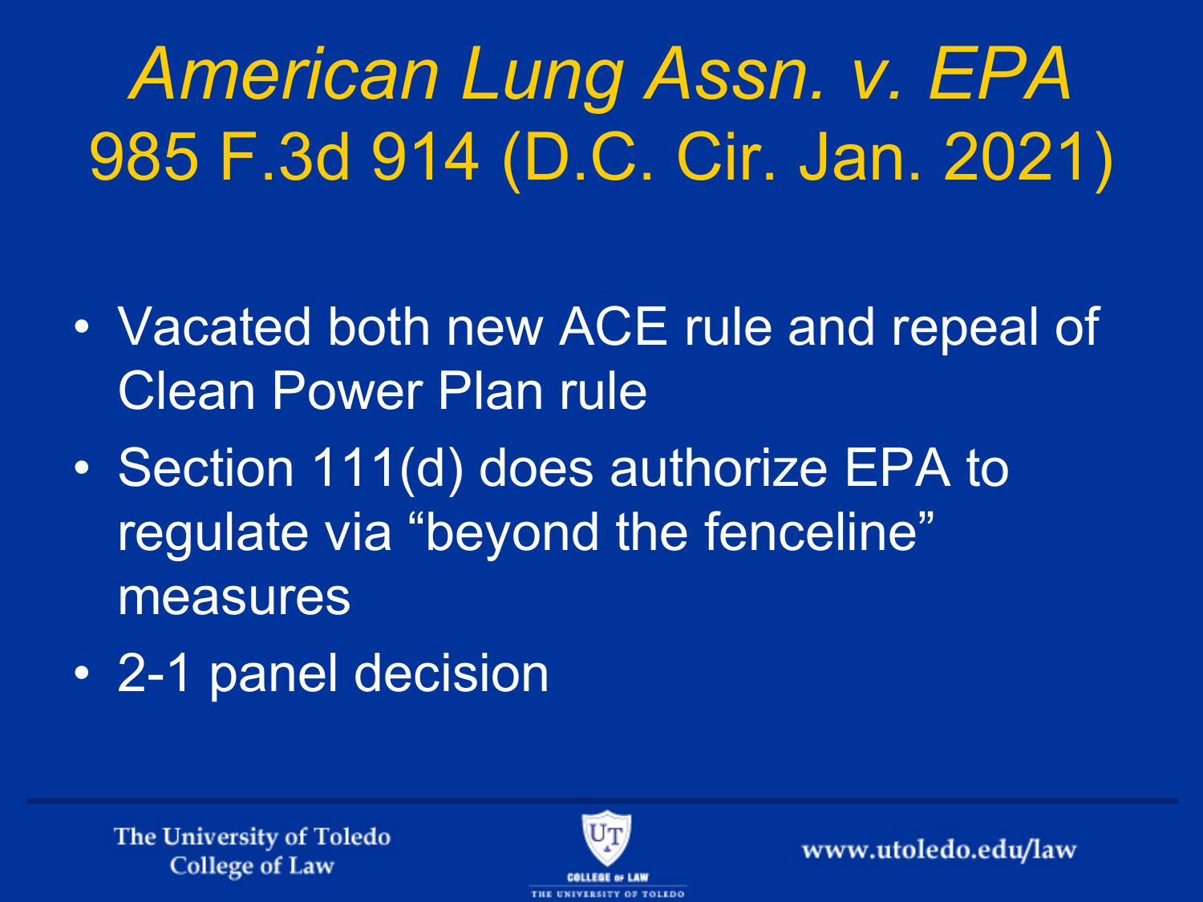# *American Lung Assn. v. EPA*
# 985 F.3d 914 (D.C. Cir. Jan. 2021)

- Vacated both new ACE rule and repeal of Clean Power Plan rule
- Section 111(d) does authorize EPA to regulate via “beyond the fenceline” measures
- 2-1 panel decision